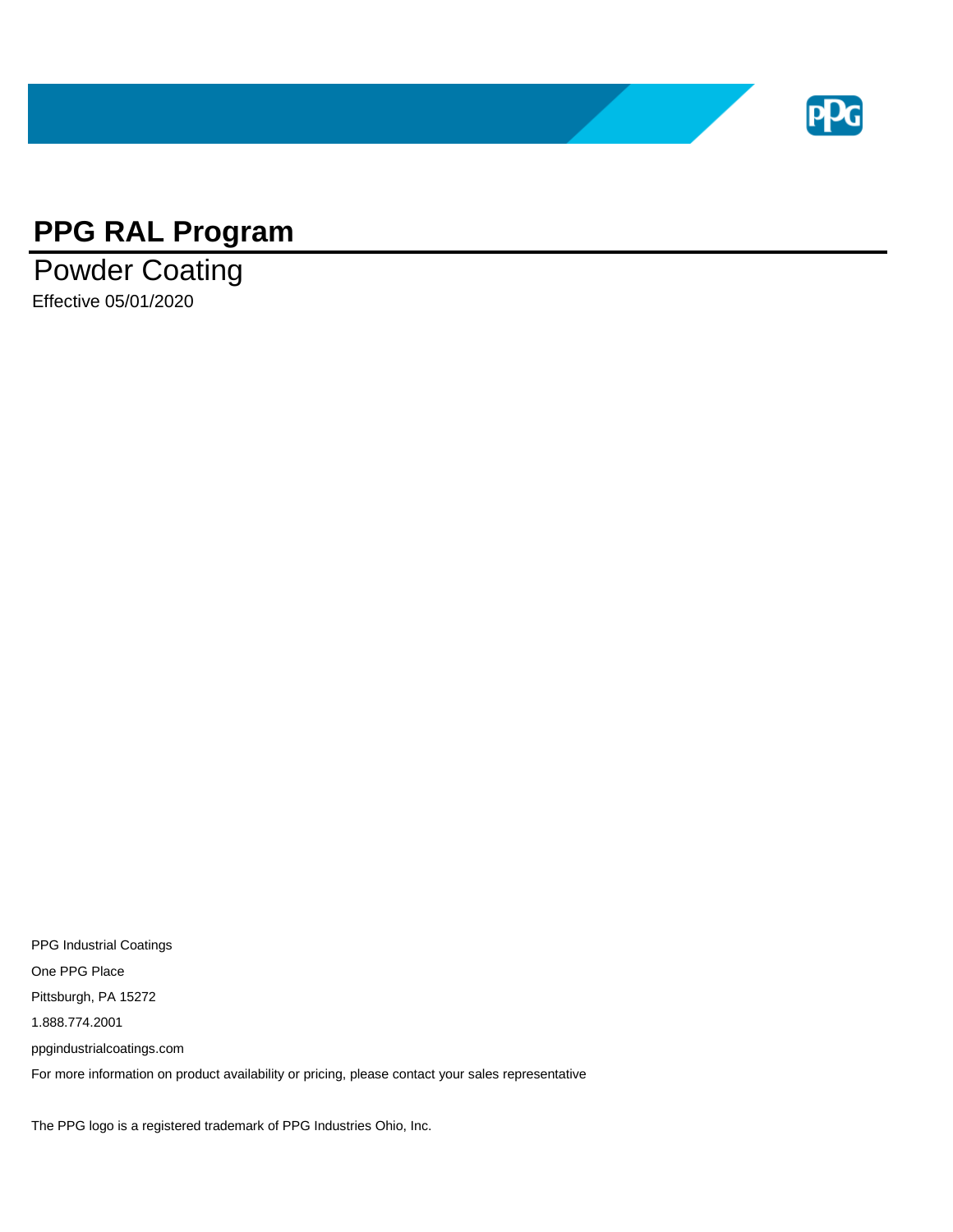# PPG RAL Program

## Powder Coating

Effective 05/01/2020

PPG Industrial Coatings

One PPG Place

Pittsburgh, PA 15272

1.888.774.2001

ppgindustrialcoatings.com

For more information on product availability or pricing, please contact your sales representative

The PPG logo is a registered trademark of PPG Industries Ohio, Inc.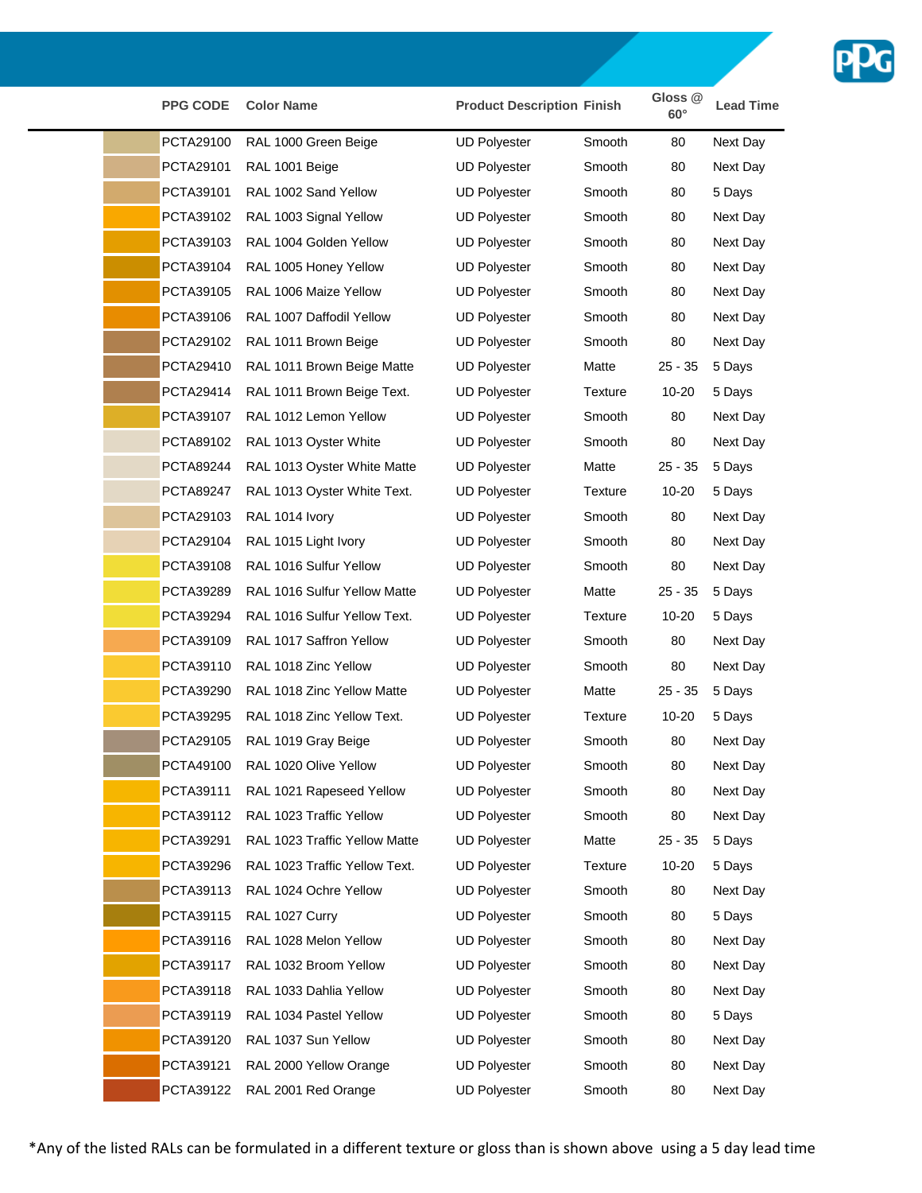| PPG CODE | Color Name | Product Description | Finish | Gloss @ 60° | Lead Time |
|---|---|---|---|---|---|
| PCTA29100 | RAL 1000 Green Beige | UD Polyester | Smooth | 80 | Next Day |
| PCTA29101 | RAL 1001 Beige | UD Polyester | Smooth | 80 | Next Day |
| PCTA39101 | RAL 1002 Sand Yellow | UD Polyester | Smooth | 80 | 5 Days |
| PCTA39102 | RAL 1003 Signal Yellow | UD Polyester | Smooth | 80 | Next Day |
| PCTA39103 | RAL 1004 Golden Yellow | UD Polyester | Smooth | 80 | Next Day |
| PCTA39104 | RAL 1005 Honey Yellow | UD Polyester | Smooth | 80 | Next Day |
| PCTA39105 | RAL 1006 Maize Yellow | UD Polyester | Smooth | 80 | Next Day |
| PCTA39106 | RAL 1007 Daffodil Yellow | UD Polyester | Smooth | 80 | Next Day |
| PCTA29102 | RAL 1011 Brown Beige | UD Polyester | Smooth | 80 | Next Day |
| PCTA29410 | RAL 1011 Brown Beige Matte | UD Polyester | Matte | 25 - 35 | 5 Days |
| PCTA29414 | RAL 1011 Brown Beige Text. | UD Polyester | Texture | 10-20 | 5 Days |
| PCTA39107 | RAL 1012 Lemon Yellow | UD Polyester | Smooth | 80 | Next Day |
| PCTA89102 | RAL 1013 Oyster White | UD Polyester | Smooth | 80 | Next Day |
| PCTA89244 | RAL 1013 Oyster White Matte | UD Polyester | Matte | 25 - 35 | 5 Days |
| PCTA89247 | RAL 1013 Oyster White Text. | UD Polyester | Texture | 10-20 | 5 Days |
| PCTA29103 | RAL 1014 Ivory | UD Polyester | Smooth | 80 | Next Day |
| PCTA29104 | RAL 1015 Light Ivory | UD Polyester | Smooth | 80 | Next Day |
| PCTA39108 | RAL 1016 Sulfur Yellow | UD Polyester | Smooth | 80 | Next Day |
| PCTA39289 | RAL 1016 Sulfur Yellow Matte | UD Polyester | Matte | 25 - 35 | 5 Days |
| PCTA39294 | RAL 1016 Sulfur Yellow Text. | UD Polyester | Texture | 10-20 | 5 Days |
| PCTA39109 | RAL 1017 Saffron Yellow | UD Polyester | Smooth | 80 | Next Day |
| PCTA39110 | RAL 1018 Zinc Yellow | UD Polyester | Smooth | 80 | Next Day |
| PCTA39290 | RAL 1018 Zinc Yellow Matte | UD Polyester | Matte | 25 - 35 | 5 Days |
| PCTA39295 | RAL 1018 Zinc Yellow Text. | UD Polyester | Texture | 10-20 | 5 Days |
| PCTA29105 | RAL 1019 Gray Beige | UD Polyester | Smooth | 80 | Next Day |
| PCTA49100 | RAL 1020 Olive Yellow | UD Polyester | Smooth | 80 | Next Day |
| PCTA39111 | RAL 1021 Rapeseed Yellow | UD Polyester | Smooth | 80 | Next Day |
| PCTA39112 | RAL 1023 Traffic Yellow | UD Polyester | Smooth | 80 | Next Day |
| PCTA39291 | RAL 1023 Traffic Yellow Matte | UD Polyester | Matte | 25 - 35 | 5 Days |
| PCTA39296 | RAL 1023 Traffic Yellow Text. | UD Polyester | Texture | 10-20 | 5 Days |
| PCTA39113 | RAL 1024 Ochre Yellow | UD Polyester | Smooth | 80 | Next Day |
| PCTA39115 | RAL 1027 Curry | UD Polyester | Smooth | 80 | 5 Days |
| PCTA39116 | RAL 1028 Melon Yellow | UD Polyester | Smooth | 80 | Next Day |
| PCTA39117 | RAL 1032 Broom Yellow | UD Polyester | Smooth | 80 | Next Day |
| PCTA39118 | RAL 1033 Dahlia Yellow | UD Polyester | Smooth | 80 | Next Day |
| PCTA39119 | RAL 1034 Pastel Yellow | UD Polyester | Smooth | 80 | 5 Days |
| PCTA39120 | RAL 1037 Sun Yellow | UD Polyester | Smooth | 80 | Next Day |
| PCTA39121 | RAL 2000 Yellow Orange | UD Polyester | Smooth | 80 | Next Day |
| PCTA39122 | RAL 2001 Red Orange | UD Polyester | Smooth | 80 | Next Day |

*Any of the listed RALs can be formulated in a different texture or gloss than is shown above using a 5 day lead time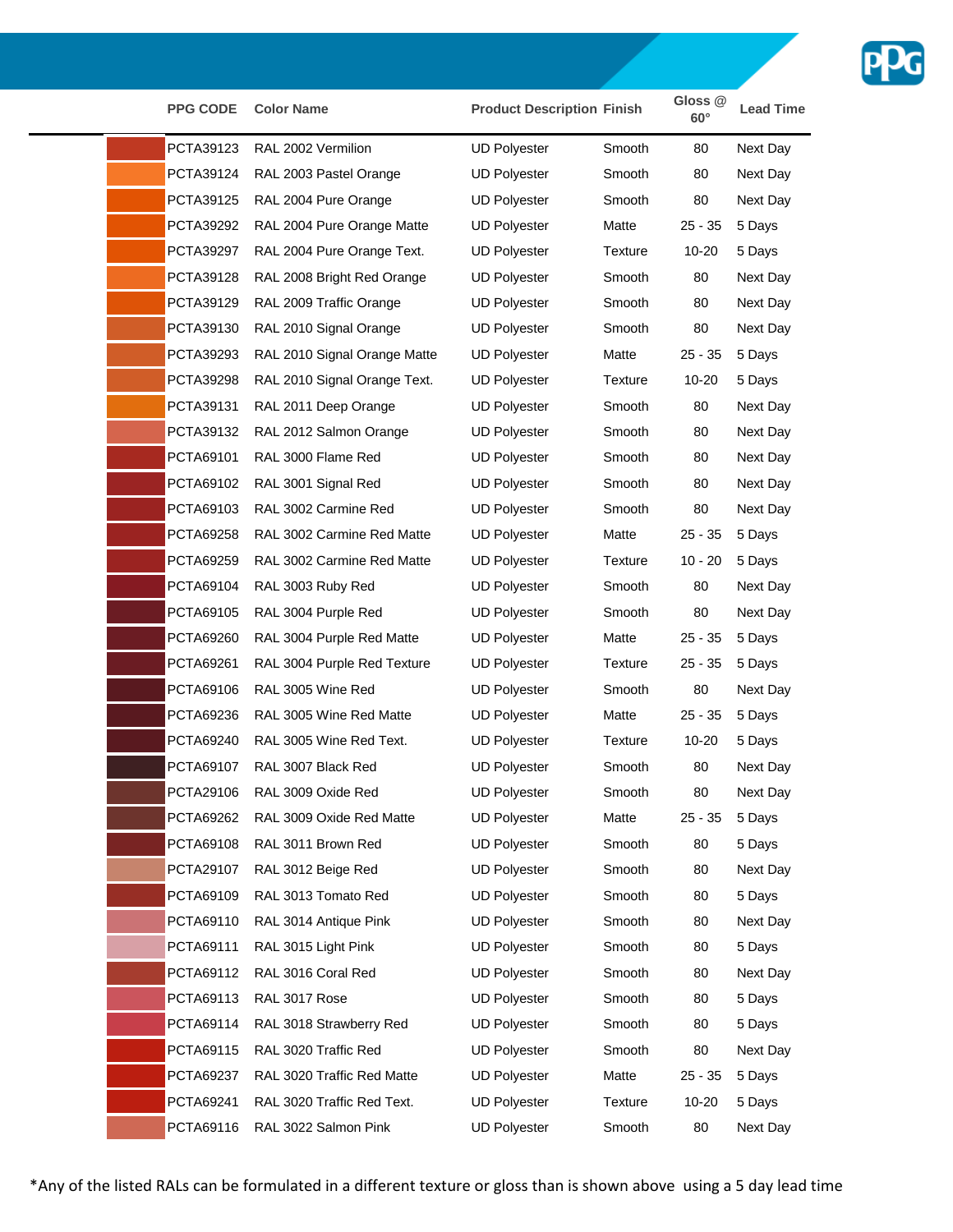| | PPG CODE | Color Name | Product Description | Finish | Gloss @ 60° | Lead Time |
|---|---|---|---|---|---|---|
| | PCTA39123 | RAL 2002 Vermilion | UD Polyester | Smooth | 80 | Next Day |
| | PCTA39124 | RAL 2003 Pastel Orange | UD Polyester | Smooth | 80 | Next Day |
| | PCTA39125 | RAL 2004 Pure Orange | UD Polyester | Smooth | 80 | Next Day |
| | PCTA39292 | RAL 2004 Pure Orange Matte | UD Polyester | Matte | 25 - 35 | 5 Days |
| | PCTA39297 | RAL 2004 Pure Orange Text. | UD Polyester | Texture | 10-20 | 5 Days |
| | PCTA39128 | RAL 2008 Bright Red Orange | UD Polyester | Smooth | 80 | Next Day |
| | PCTA39129 | RAL 2009 Traffic Orange | UD Polyester | Smooth | 80 | Next Day |
| | PCTA39130 | RAL 2010 Signal Orange | UD Polyester | Smooth | 80 | Next Day |
| | PCTA39293 | RAL 2010 Signal Orange Matte | UD Polyester | Matte | 25 - 35 | 5 Days |
| | PCTA39298 | RAL 2010 Signal Orange Text. | UD Polyester | Texture | 10-20 | 5 Days |
| | PCTA39131 | RAL 2011 Deep Orange | UD Polyester | Smooth | 80 | Next Day |
| | PCTA39132 | RAL 2012 Salmon Orange | UD Polyester | Smooth | 80 | Next Day |
| | PCTA69101 | RAL 3000 Flame Red | UD Polyester | Smooth | 80 | Next Day |
| | PCTA69102 | RAL 3001 Signal Red | UD Polyester | Smooth | 80 | Next Day |
| | PCTA69103 | RAL 3002 Carmine Red | UD Polyester | Smooth | 80 | Next Day |
| | PCTA69258 | RAL 3002 Carmine Red Matte | UD Polyester | Matte | 25 - 35 | 5 Days |
| | PCTA69259 | RAL 3002 Carmine Red Matte | UD Polyester | Texture | 10 - 20 | 5 Days |
| | PCTA69104 | RAL 3003 Ruby Red | UD Polyester | Smooth | 80 | Next Day |
| | PCTA69105 | RAL 3004 Purple Red | UD Polyester | Smooth | 80 | Next Day |
| | PCTA69260 | RAL 3004 Purple Red Matte | UD Polyester | Matte | 25 - 35 | 5 Days |
| | PCTA69261 | RAL 3004 Purple Red Texture | UD Polyester | Texture | 25 - 35 | 5 Days |
| | PCTA69106 | RAL 3005 Wine Red | UD Polyester | Smooth | 80 | Next Day |
| | PCTA69236 | RAL 3005 Wine Red Matte | UD Polyester | Matte | 25 - 35 | 5 Days |
| | PCTA69240 | RAL 3005 Wine Red Text. | UD Polyester | Texture | 10-20 | 5 Days |
| | PCTA69107 | RAL 3007 Black Red | UD Polyester | Smooth | 80 | Next Day |
| | PCTA29106 | RAL 3009 Oxide Red | UD Polyester | Smooth | 80 | Next Day |
| | PCTA69262 | RAL 3009 Oxide Red Matte | UD Polyester | Matte | 25 - 35 | 5 Days |
| | PCTA69108 | RAL 3011 Brown Red | UD Polyester | Smooth | 80 | 5 Days |
| | PCTA29107 | RAL 3012 Beige Red | UD Polyester | Smooth | 80 | Next Day |
| | PCTA69109 | RAL 3013 Tomato Red | UD Polyester | Smooth | 80 | 5 Days |
| | PCTA69110 | RAL 3014 Antique Pink | UD Polyester | Smooth | 80 | Next Day |
| | PCTA69111 | RAL 3015 Light Pink | UD Polyester | Smooth | 80 | 5 Days |
| | PCTA69112 | RAL 3016 Coral Red | UD Polyester | Smooth | 80 | Next Day |
| | PCTA69113 | RAL 3017 Rose | UD Polyester | Smooth | 80 | 5 Days |
| | PCTA69114 | RAL 3018 Strawberry Red | UD Polyester | Smooth | 80 | 5 Days |
| | PCTA69115 | RAL 3020 Traffic Red | UD Polyester | Smooth | 80 | Next Day |
| | PCTA69237 | RAL 3020 Traffic Red Matte | UD Polyester | Matte | 25 - 35 | 5 Days |
| | PCTA69241 | RAL 3020 Traffic Red Text. | UD Polyester | Texture | 10-20 | 5 Days |
| | PCTA69116 | RAL 3022 Salmon Pink | UD Polyester | Smooth | 80 | Next Day |

*Any of the listed RALs can be formulated in a different texture or gloss than is shown above using a 5 day lead time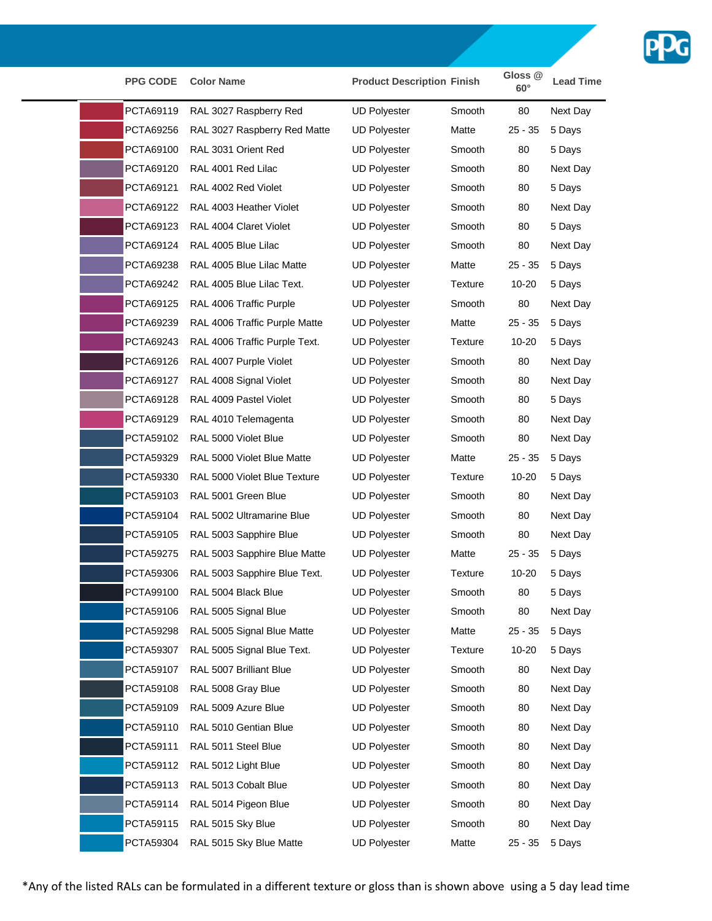| | PPG CODE | Color Name | Product Description | Finish | Gloss @ 60° | Lead Time |
|---|---|---|---|---|---|---|
| | PCTA69119 | RAL 3027 Raspberry Red | UD Polyester | Smooth | 80 | Next Day |
| | PCTA69256 | RAL 3027 Raspberry Red Matte | UD Polyester | Matte | 25 - 35 | 5 Days |
| | PCTA69100 | RAL 3031 Orient Red | UD Polyester | Smooth | 80 | 5 Days |
| | PCTA69120 | RAL 4001 Red Lilac | UD Polyester | Smooth | 80 | Next Day |
| | PCTA69121 | RAL 4002 Red Violet | UD Polyester | Smooth | 80 | 5 Days |
| | PCTA69122 | RAL 4003 Heather Violet | UD Polyester | Smooth | 80 | Next Day |
| | PCTA69123 | RAL 4004 Claret Violet | UD Polyester | Smooth | 80 | 5 Days |
| | PCTA69124 | RAL 4005 Blue Lilac | UD Polyester | Smooth | 80 | Next Day |
| | PCTA69238 | RAL 4005 Blue Lilac Matte | UD Polyester | Matte | 25 - 35 | 5 Days |
| | PCTA69242 | RAL 4005 Blue Lilac Text. | UD Polyester | Texture | 10-20 | 5 Days |
| | PCTA69125 | RAL 4006 Traffic Purple | UD Polyester | Smooth | 80 | Next Day |
| | PCTA69239 | RAL 4006 Traffic Purple Matte | UD Polyester | Matte | 25 - 35 | 5 Days |
| | PCTA69243 | RAL 4006 Traffic Purple Text. | UD Polyester | Texture | 10-20 | 5 Days |
| | PCTA69126 | RAL 4007 Purple Violet | UD Polyester | Smooth | 80 | Next Day |
| | PCTA69127 | RAL 4008 Signal Violet | UD Polyester | Smooth | 80 | Next Day |
| | PCTA69128 | RAL 4009 Pastel Violet | UD Polyester | Smooth | 80 | 5 Days |
| | PCTA69129 | RAL 4010 Telemagenta | UD Polyester | Smooth | 80 | Next Day |
| | PCTA59102 | RAL 5000 Violet Blue | UD Polyester | Smooth | 80 | Next Day |
| | PCTA59329 | RAL 5000 Violet Blue Matte | UD Polyester | Matte | 25 - 35 | 5 Days |
| | PCTA59330 | RAL 5000 Violet Blue Texture | UD Polyester | Texture | 10-20 | 5 Days |
| | PCTA59103 | RAL 5001 Green Blue | UD Polyester | Smooth | 80 | Next Day |
| | PCTA59104 | RAL 5002 Ultramarine Blue | UD Polyester | Smooth | 80 | Next Day |
| | PCTA59105 | RAL 5003 Sapphire Blue | UD Polyester | Smooth | 80 | Next Day |
| | PCTA59275 | RAL 5003 Sapphire Blue Matte | UD Polyester | Matte | 25 - 35 | 5 Days |
| | PCTA59306 | RAL 5003 Sapphire Blue Text. | UD Polyester | Texture | 10-20 | 5 Days |
| | PCTA99100 | RAL 5004 Black Blue | UD Polyester | Smooth | 80 | 5 Days |
| | PCTA59106 | RAL 5005 Signal Blue | UD Polyester | Smooth | 80 | Next Day |
| | PCTA59298 | RAL 5005 Signal Blue Matte | UD Polyester | Matte | 25 - 35 | 5 Days |
| | PCTA59307 | RAL 5005 Signal Blue Text. | UD Polyester | Texture | 10-20 | 5 Days |
| | PCTA59107 | RAL 5007 Brilliant Blue | UD Polyester | Smooth | 80 | Next Day |
| | PCTA59108 | RAL 5008 Gray Blue | UD Polyester | Smooth | 80 | Next Day |
| | PCTA59109 | RAL 5009 Azure Blue | UD Polyester | Smooth | 80 | Next Day |
| | PCTA59110 | RAL 5010 Gentian Blue | UD Polyester | Smooth | 80 | Next Day |
| | PCTA59111 | RAL 5011 Steel Blue | UD Polyester | Smooth | 80 | Next Day |
| | PCTA59112 | RAL 5012 Light Blue | UD Polyester | Smooth | 80 | Next Day |
| | PCTA59113 | RAL 5013 Cobalt Blue | UD Polyester | Smooth | 80 | Next Day |
| | PCTA59114 | RAL 5014 Pigeon Blue | UD Polyester | Smooth | 80 | Next Day |
| | PCTA59115 | RAL 5015 Sky Blue | UD Polyester | Smooth | 80 | Next Day |
| | PCTA59304 | RAL 5015 Sky Blue Matte | UD Polyester | Matte | 25 - 35 | 5 Days |

*Any of the listed RALs can be formulated in a different texture or gloss than is shown above using a 5 day lead time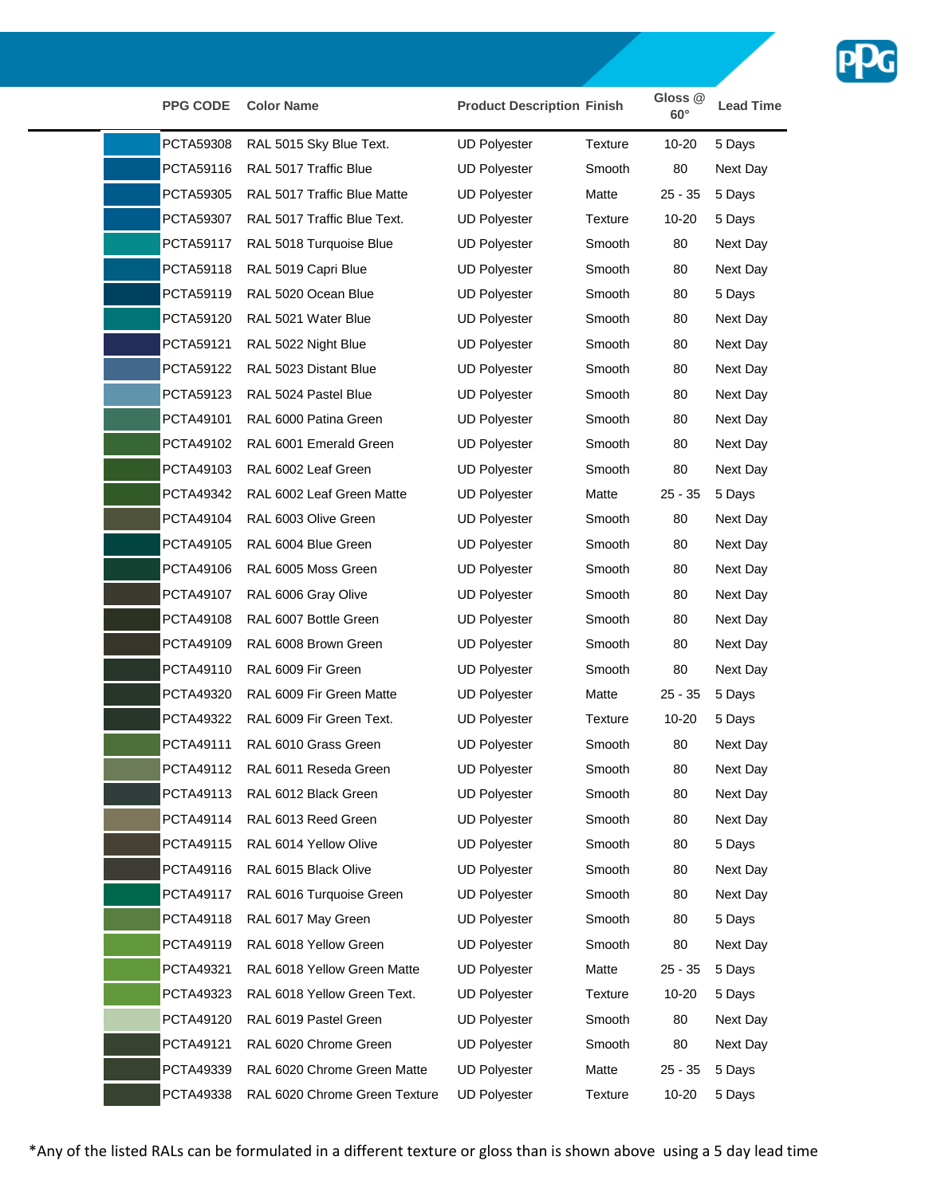| | PPG CODE | Color Name | Product Description | Finish | Gloss @ 60° | Lead Time |
|---|---|---|---|---|---|---|
| | PCTA59308 | RAL 5015 Sky Blue Text. | UD Polyester | Texture | 10-20 | 5 Days |
| | PCTA59116 | RAL 5017 Traffic Blue | UD Polyester | Smooth | 80 | Next Day |
| | PCTA59305 | RAL 5017 Traffic Blue Matte | UD Polyester | Matte | 25 - 35 | 5 Days |
| | PCTA59307 | RAL 5017 Traffic Blue Text. | UD Polyester | Texture | 10-20 | 5 Days |
| | PCTA59117 | RAL 5018 Turquoise Blue | UD Polyester | Smooth | 80 | Next Day |
| | PCTA59118 | RAL 5019 Capri Blue | UD Polyester | Smooth | 80 | Next Day |
| | PCTA59119 | RAL 5020 Ocean Blue | UD Polyester | Smooth | 80 | 5 Days |
| | PCTA59120 | RAL 5021 Water Blue | UD Polyester | Smooth | 80 | Next Day |
| | PCTA59121 | RAL 5022 Night Blue | UD Polyester | Smooth | 80 | Next Day |
| | PCTA59122 | RAL 5023 Distant Blue | UD Polyester | Smooth | 80 | Next Day |
| | PCTA59123 | RAL 5024 Pastel Blue | UD Polyester | Smooth | 80 | Next Day |
| | PCTA49101 | RAL 6000 Patina Green | UD Polyester | Smooth | 80 | Next Day |
| | PCTA49102 | RAL 6001 Emerald Green | UD Polyester | Smooth | 80 | Next Day |
| | PCTA49103 | RAL 6002 Leaf Green | UD Polyester | Smooth | 80 | Next Day |
| | PCTA49342 | RAL 6002 Leaf Green Matte | UD Polyester | Matte | 25 - 35 | 5 Days |
| | PCTA49104 | RAL 6003 Olive Green | UD Polyester | Smooth | 80 | Next Day |
| | PCTA49105 | RAL 6004 Blue Green | UD Polyester | Smooth | 80 | Next Day |
| | PCTA49106 | RAL 6005 Moss Green | UD Polyester | Smooth | 80 | Next Day |
| | PCTA49107 | RAL 6006 Gray Olive | UD Polyester | Smooth | 80 | Next Day |
| | PCTA49108 | RAL 6007 Bottle Green | UD Polyester | Smooth | 80 | Next Day |
| | PCTA49109 | RAL 6008 Brown Green | UD Polyester | Smooth | 80 | Next Day |
| | PCTA49110 | RAL 6009 Fir Green | UD Polyester | Smooth | 80 | Next Day |
| | PCTA49320 | RAL 6009 Fir Green Matte | UD Polyester | Matte | 25 - 35 | 5 Days |
| | PCTA49322 | RAL 6009 Fir Green Text. | UD Polyester | Texture | 10-20 | 5 Days |
| | PCTA49111 | RAL 6010 Grass Green | UD Polyester | Smooth | 80 | Next Day |
| | PCTA49112 | RAL 6011 Reseda Green | UD Polyester | Smooth | 80 | Next Day |
| | PCTA49113 | RAL 6012 Black Green | UD Polyester | Smooth | 80 | Next Day |
| | PCTA49114 | RAL 6013 Reed Green | UD Polyester | Smooth | 80 | Next Day |
| | PCTA49115 | RAL 6014 Yellow Olive | UD Polyester | Smooth | 80 | 5 Days |
| | PCTA49116 | RAL 6015 Black Olive | UD Polyester | Smooth | 80 | Next Day |
| | PCTA49117 | RAL 6016 Turquoise Green | UD Polyester | Smooth | 80 | Next Day |
| | PCTA49118 | RAL 6017 May Green | UD Polyester | Smooth | 80 | 5 Days |
| | PCTA49119 | RAL 6018 Yellow Green | UD Polyester | Smooth | 80 | Next Day |
| | PCTA49321 | RAL 6018 Yellow Green Matte | UD Polyester | Matte | 25 - 35 | 5 Days |
| | PCTA49323 | RAL 6018 Yellow Green Text. | UD Polyester | Texture | 10-20 | 5 Days |
| | PCTA49120 | RAL 6019 Pastel Green | UD Polyester | Smooth | 80 | Next Day |
| | PCTA49121 | RAL 6020 Chrome Green | UD Polyester | Smooth | 80 | Next Day |
| | PCTA49339 | RAL 6020 Chrome Green Matte | UD Polyester | Matte | 25 - 35 | 5 Days |
| | PCTA49338 | RAL 6020 Chrome Green Texture | UD Polyester | Texture | 10-20 | 5 Days |

*Any of the listed RALs can be formulated in a different texture or gloss than is shown above using a 5 day lead time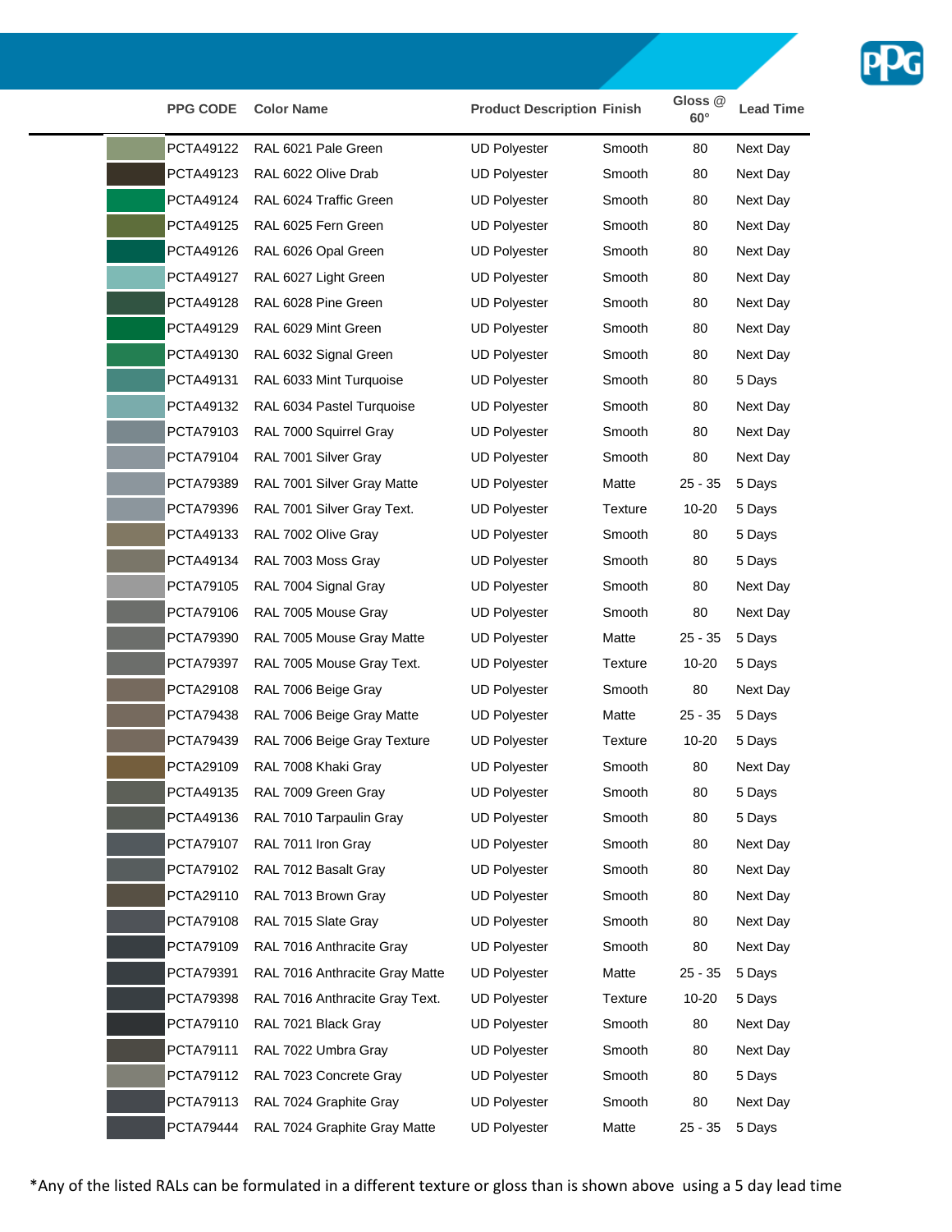| PPG CODE | Color Name | Product Description | Finish | Gloss @ 60° | Lead Time |
|---|---|---|---|---|---|
| PCTA49122 | RAL 6021 Pale Green | UD Polyester | Smooth | 80 | Next Day |
| PCTA49123 | RAL 6022 Olive Drab | UD Polyester | Smooth | 80 | Next Day |
| PCTA49124 | RAL 6024 Traffic Green | UD Polyester | Smooth | 80 | Next Day |
| PCTA49125 | RAL 6025 Fern Green | UD Polyester | Smooth | 80 | Next Day |
| PCTA49126 | RAL 6026 Opal Green | UD Polyester | Smooth | 80 | Next Day |
| PCTA49127 | RAL 6027 Light Green | UD Polyester | Smooth | 80 | Next Day |
| PCTA49128 | RAL 6028 Pine Green | UD Polyester | Smooth | 80 | Next Day |
| PCTA49129 | RAL 6029 Mint Green | UD Polyester | Smooth | 80 | Next Day |
| PCTA49130 | RAL 6032 Signal Green | UD Polyester | Smooth | 80 | Next Day |
| PCTA49131 | RAL 6033 Mint Turquoise | UD Polyester | Smooth | 80 | 5 Days |
| PCTA49132 | RAL 6034 Pastel Turquoise | UD Polyester | Smooth | 80 | Next Day |
| PCTA79103 | RAL 7000 Squirrel Gray | UD Polyester | Smooth | 80 | Next Day |
| PCTA79104 | RAL 7001 Silver Gray | UD Polyester | Smooth | 80 | Next Day |
| PCTA79389 | RAL 7001 Silver Gray Matte | UD Polyester | Matte | 25 - 35 | 5 Days |
| PCTA79396 | RAL 7001 Silver Gray Text. | UD Polyester | Texture | 10-20 | 5 Days |
| PCTA49133 | RAL 7002 Olive Gray | UD Polyester | Smooth | 80 | 5 Days |
| PCTA49134 | RAL 7003 Moss Gray | UD Polyester | Smooth | 80 | 5 Days |
| PCTA79105 | RAL 7004 Signal Gray | UD Polyester | Smooth | 80 | Next Day |
| PCTA79106 | RAL 7005 Mouse Gray | UD Polyester | Smooth | 80 | Next Day |
| PCTA79390 | RAL 7005 Mouse Gray Matte | UD Polyester | Matte | 25 - 35 | 5 Days |
| PCTA79397 | RAL 7005 Mouse Gray Text. | UD Polyester | Texture | 10-20 | 5 Days |
| PCTA29108 | RAL 7006 Beige Gray | UD Polyester | Smooth | 80 | Next Day |
| PCTA79438 | RAL 7006 Beige Gray Matte | UD Polyester | Matte | 25 - 35 | 5 Days |
| PCTA79439 | RAL 7006 Beige Gray Texture | UD Polyester | Texture | 10-20 | 5 Days |
| PCTA29109 | RAL 7008 Khaki Gray | UD Polyester | Smooth | 80 | Next Day |
| PCTA49135 | RAL 7009 Green Gray | UD Polyester | Smooth | 80 | 5 Days |
| PCTA49136 | RAL 7010 Tarpaulin Gray | UD Polyester | Smooth | 80 | 5 Days |
| PCTA79107 | RAL 7011 Iron Gray | UD Polyester | Smooth | 80 | Next Day |
| PCTA79102 | RAL 7012 Basalt Gray | UD Polyester | Smooth | 80 | Next Day |
| PCTA29110 | RAL 7013 Brown Gray | UD Polyester | Smooth | 80 | Next Day |
| PCTA79108 | RAL 7015 Slate Gray | UD Polyester | Smooth | 80 | Next Day |
| PCTA79109 | RAL 7016 Anthracite Gray | UD Polyester | Smooth | 80 | Next Day |
| PCTA79391 | RAL 7016 Anthracite Gray Matte | UD Polyester | Matte | 25 - 35 | 5 Days |
| PCTA79398 | RAL 7016 Anthracite Gray Text. | UD Polyester | Texture | 10-20 | 5 Days |
| PCTA79110 | RAL 7021 Black Gray | UD Polyester | Smooth | 80 | Next Day |
| PCTA79111 | RAL 7022 Umbra Gray | UD Polyester | Smooth | 80 | Next Day |
| PCTA79112 | RAL 7023 Concrete Gray | UD Polyester | Smooth | 80 | 5 Days |
| PCTA79113 | RAL 7024 Graphite Gray | UD Polyester | Smooth | 80 | Next Day |
| PCTA79444 | RAL 7024 Graphite Gray Matte | UD Polyester | Matte | 25 - 35 | 5 Days |

*Any of the listed RALs can be formulated in a different texture or gloss than is shown above using a 5 day lead time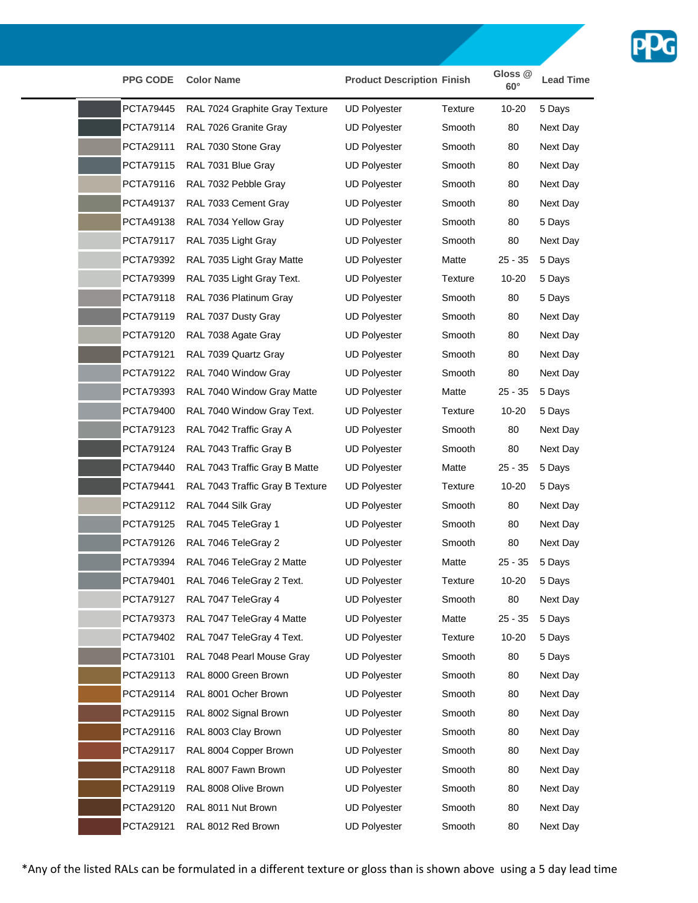| | PPG CODE | Color Name | Product Description | Finish | Gloss @ 60° | Lead Time |
|---|---|---|---|---|---|---|
| | PCTA79445 | RAL 7024 Graphite Gray Texture | UD Polyester | Texture | 10-20 | 5 Days |
| | PCTA79114 | RAL 7026 Granite Gray | UD Polyester | Smooth | 80 | Next Day |
| | PCTA29111 | RAL 7030 Stone Gray | UD Polyester | Smooth | 80 | Next Day |
| | PCTA79115 | RAL 7031 Blue Gray | UD Polyester | Smooth | 80 | Next Day |
| | PCTA79116 | RAL 7032 Pebble Gray | UD Polyester | Smooth | 80 | Next Day |
| | PCTA49137 | RAL 7033 Cement Gray | UD Polyester | Smooth | 80 | Next Day |
| | PCTA49138 | RAL 7034 Yellow Gray | UD Polyester | Smooth | 80 | 5 Days |
| | PCTA79117 | RAL 7035 Light Gray | UD Polyester | Smooth | 80 | Next Day |
| | PCTA79392 | RAL 7035 Light Gray Matte | UD Polyester | Matte | 25 - 35 | 5 Days |
| | PCTA79399 | RAL 7035 Light Gray Text. | UD Polyester | Texture | 10-20 | 5 Days |
| | PCTA79118 | RAL 7036 Platinum Gray | UD Polyester | Smooth | 80 | 5 Days |
| | PCTA79119 | RAL 7037 Dusty Gray | UD Polyester | Smooth | 80 | Next Day |
| | PCTA79120 | RAL 7038 Agate Gray | UD Polyester | Smooth | 80 | Next Day |
| | PCTA79121 | RAL 7039 Quartz Gray | UD Polyester | Smooth | 80 | Next Day |
| | PCTA79122 | RAL 7040 Window Gray | UD Polyester | Smooth | 80 | Next Day |
| | PCTA79393 | RAL 7040 Window Gray Matte | UD Polyester | Matte | 25 - 35 | 5 Days |
| | PCTA79400 | RAL 7040 Window Gray Text. | UD Polyester | Texture | 10-20 | 5 Days |
| | PCTA79123 | RAL 7042 Traffic Gray A | UD Polyester | Smooth | 80 | Next Day |
| | PCTA79124 | RAL 7043 Traffic Gray B | UD Polyester | Smooth | 80 | Next Day |
| | PCTA79440 | RAL 7043 Traffic Gray B Matte | UD Polyester | Matte | 25 - 35 | 5 Days |
| | PCTA79441 | RAL 7043 Traffic Gray B Texture | UD Polyester | Texture | 10-20 | 5 Days |
| | PCTA29112 | RAL 7044 Silk Gray | UD Polyester | Smooth | 80 | Next Day |
| | PCTA79125 | RAL 7045 TeleGray 1 | UD Polyester | Smooth | 80 | Next Day |
| | PCTA79126 | RAL 7046 TeleGray 2 | UD Polyester | Smooth | 80 | Next Day |
| | PCTA79394 | RAL 7046 TeleGray 2 Matte | UD Polyester | Matte | 25 - 35 | 5 Days |
| | PCTA79401 | RAL 7046 TeleGray 2 Text. | UD Polyester | Texture | 10-20 | 5 Days |
| | PCTA79127 | RAL 7047 TeleGray 4 | UD Polyester | Smooth | 80 | Next Day |
| | PCTA79373 | RAL 7047 TeleGray 4 Matte | UD Polyester | Matte | 25 - 35 | 5 Days |
| | PCTA79402 | RAL 7047 TeleGray 4 Text. | UD Polyester | Texture | 10-20 | 5 Days |
| | PCTA73101 | RAL 7048 Pearl Mouse Gray | UD Polyester | Smooth | 80 | 5 Days |
| | PCTA29113 | RAL 8000 Green Brown | UD Polyester | Smooth | 80 | Next Day |
| | PCTA29114 | RAL 8001 Ocher Brown | UD Polyester | Smooth | 80 | Next Day |
| | PCTA29115 | RAL 8002 Signal Brown | UD Polyester | Smooth | 80 | Next Day |
| | PCTA29116 | RAL 8003 Clay Brown | UD Polyester | Smooth | 80 | Next Day |
| | PCTA29117 | RAL 8004 Copper Brown | UD Polyester | Smooth | 80 | Next Day |
| | PCTA29118 | RAL 8007 Fawn Brown | UD Polyester | Smooth | 80 | Next Day |
| | PCTA29119 | RAL 8008 Olive Brown | UD Polyester | Smooth | 80 | Next Day |
| | PCTA29120 | RAL 8011 Nut Brown | UD Polyester | Smooth | 80 | Next Day |
| | PCTA29121 | RAL 8012 Red Brown | UD Polyester | Smooth | 80 | Next Day |

*Any of the listed RALs can be formulated in a different texture or gloss than is shown above using a 5 day lead time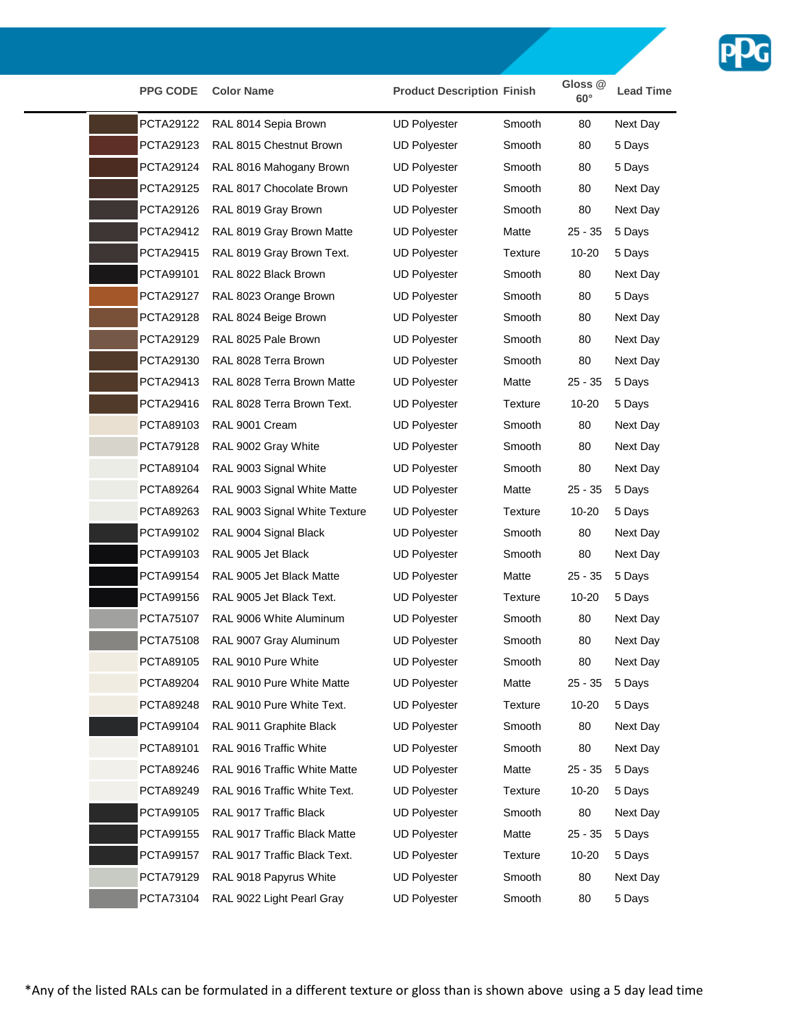| | PPG CODE | Color Name | Product Description | Finish | Gloss @ 60° | Lead Time |
|---|---|---|---|---|---|---|
| | PCTA29122 | RAL 8014 Sepia Brown | UD Polyester | Smooth | 80 | Next Day |
| | PCTA29123 | RAL 8015 Chestnut Brown | UD Polyester | Smooth | 80 | 5 Days |
| | PCTA29124 | RAL 8016 Mahogany Brown | UD Polyester | Smooth | 80 | 5 Days |
| | PCTA29125 | RAL 8017 Chocolate Brown | UD Polyester | Smooth | 80 | Next Day |
| | PCTA29126 | RAL 8019 Gray Brown | UD Polyester | Smooth | 80 | Next Day |
| | PCTA29412 | RAL 8019 Gray Brown Matte | UD Polyester | Matte | 25 - 35 | 5 Days |
| | PCTA29415 | RAL 8019 Gray Brown Text. | UD Polyester | Texture | 10-20 | 5 Days |
| | PCTA99101 | RAL 8022 Black Brown | UD Polyester | Smooth | 80 | Next Day |
| | PCTA29127 | RAL 8023 Orange Brown | UD Polyester | Smooth | 80 | 5 Days |
| | PCTA29128 | RAL 8024 Beige Brown | UD Polyester | Smooth | 80 | Next Day |
| | PCTA29129 | RAL 8025 Pale Brown | UD Polyester | Smooth | 80 | Next Day |
| | PCTA29130 | RAL 8028 Terra Brown | UD Polyester | Smooth | 80 | Next Day |
| | PCTA29413 | RAL 8028 Terra Brown Matte | UD Polyester | Matte | 25 - 35 | 5 Days |
| | PCTA29416 | RAL 8028 Terra Brown Text. | UD Polyester | Texture | 10-20 | 5 Days |
| | PCTA89103 | RAL 9001 Cream | UD Polyester | Smooth | 80 | Next Day |
| | PCTA79128 | RAL 9002 Gray White | UD Polyester | Smooth | 80 | Next Day |
| | PCTA89104 | RAL 9003 Signal White | UD Polyester | Smooth | 80 | Next Day |
| | PCTA89264 | RAL 9003 Signal White Matte | UD Polyester | Matte | 25 - 35 | 5 Days |
| | PCTA89263 | RAL 9003 Signal White Texture | UD Polyester | Texture | 10-20 | 5 Days |
| | PCTA99102 | RAL 9004 Signal Black | UD Polyester | Smooth | 80 | Next Day |
| | PCTA99103 | RAL 9005 Jet Black | UD Polyester | Smooth | 80 | Next Day |
| | PCTA99154 | RAL 9005 Jet Black Matte | UD Polyester | Matte | 25 - 35 | 5 Days |
| | PCTA99156 | RAL 9005 Jet Black Text. | UD Polyester | Texture | 10-20 | 5 Days |
| | PCTA75107 | RAL 9006 White Aluminum | UD Polyester | Smooth | 80 | Next Day |
| | PCTA75108 | RAL 9007 Gray Aluminum | UD Polyester | Smooth | 80 | Next Day |
| | PCTA89105 | RAL 9010 Pure White | UD Polyester | Smooth | 80 | Next Day |
| | PCTA89204 | RAL 9010 Pure White Matte | UD Polyester | Matte | 25 - 35 | 5 Days |
| | PCTA89248 | RAL 9010 Pure White Text. | UD Polyester | Texture | 10-20 | 5 Days |
| | PCTA99104 | RAL 9011 Graphite Black | UD Polyester | Smooth | 80 | Next Day |
| | PCTA89101 | RAL 9016 Traffic White | UD Polyester | Smooth | 80 | Next Day |
| | PCTA89246 | RAL 9016 Traffic White Matte | UD Polyester | Matte | 25 - 35 | 5 Days |
| | PCTA89249 | RAL 9016 Traffic White Text. | UD Polyester | Texture | 10-20 | 5 Days |
| | PCTA99105 | RAL 9017 Traffic Black | UD Polyester | Smooth | 80 | Next Day |
| | PCTA99155 | RAL 9017 Traffic Black Matte | UD Polyester | Matte | 25 - 35 | 5 Days |
| | PCTA99157 | RAL 9017 Traffic Black Text. | UD Polyester | Texture | 10-20 | 5 Days |
| | PCTA79129 | RAL 9018 Papyrus White | UD Polyester | Smooth | 80 | Next Day |
| | PCTA73104 | RAL 9022 Light Pearl Gray | UD Polyester | Smooth | 80 | 5 Days |

*Any of the listed RALs can be formulated in a different texture or gloss than is shown above using a 5 day lead time